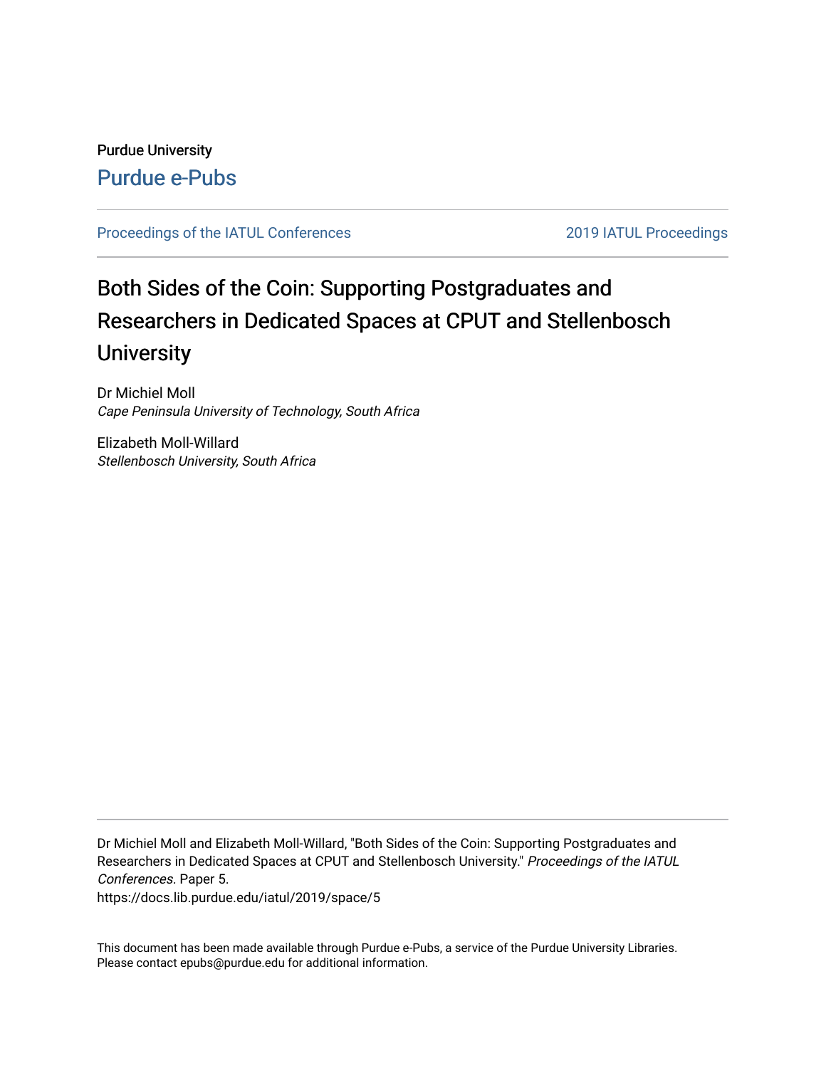Purdue University

Purdue e-Pubs

Proceedings of the IATUL Conferences | 2019 IATUL Proceedings

# Both Sides of the Coin: Supporting Postgraduates and Researchers in Dedicated Spaces at CPUT and Stellenbosch University

Dr Michiel Moll
*Cape Peninsula University of Technology, South Africa*

Elizabeth Moll-Willard
*Stellenbosch University, South Africa*

Dr Michiel Moll and Elizabeth Moll-Willard, "Both Sides of the Coin: Supporting Postgraduates and Researchers in Dedicated Spaces at CPUT and Stellenbosch University." *Proceedings of the IATUL Conferences.* Paper 5.
https://docs.lib.purdue.edu/iatul/2019/space/5

This document has been made available through Purdue e-Pubs, a service of the Purdue University Libraries. Please contact epubs@purdue.edu for additional information.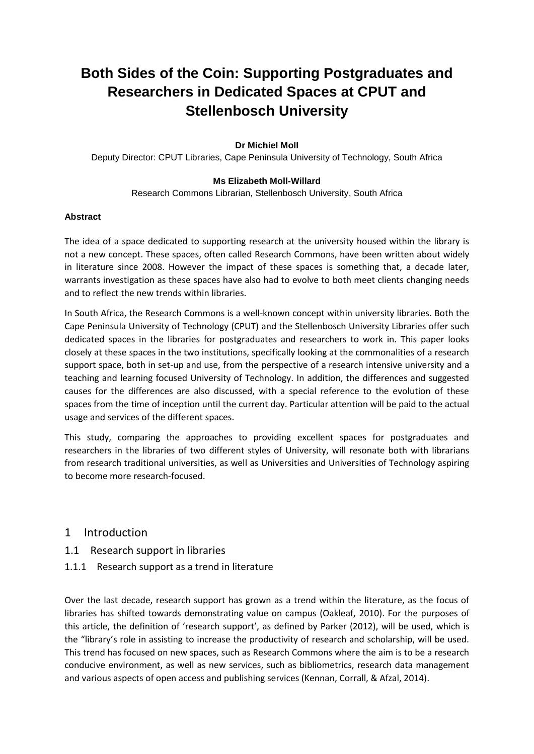# Both Sides of the Coin: Supporting Postgraduates and Researchers in Dedicated Spaces at CPUT and Stellenbosch University

**Dr Michiel Moll**

Deputy Director: CPUT Libraries, Cape Peninsula University of Technology, South Africa

**Ms Elizabeth Moll-Willard**

Research Commons Librarian, Stellenbosch University, South Africa

**Abstract**

The idea of a space dedicated to supporting research at the university housed within the library is not a new concept. These spaces, often called Research Commons, have been written about widely in literature since 2008. However the impact of these spaces is something that, a decade later, warrants investigation as these spaces have also had to evolve to both meet clients changing needs and to reflect the new trends within libraries.

In South Africa, the Research Commons is a well-known concept within university libraries. Both the Cape Peninsula University of Technology (CPUT) and the Stellenbosch University Libraries offer such dedicated spaces in the libraries for postgraduates and researchers to work in. This paper looks closely at these spaces in the two institutions, specifically looking at the commonalities of a research support space, both in set-up and use, from the perspective of a research intensive university and a teaching and learning focused University of Technology. In addition, the differences and suggested causes for the differences are also discussed, with a special reference to the evolution of these spaces from the time of inception until the current day. Particular attention will be paid to the actual usage and services of the different spaces.

This study, comparing the approaches to providing excellent spaces for postgraduates and researchers in the libraries of two different styles of University, will resonate both with librarians from research traditional universities, as well as Universities and Universities of Technology aspiring to become more research-focused.

## 1 Introduction

### 1.1 Research support in libraries

#### 1.1.1 Research support as a trend in literature

Over the last decade, research support has grown as a trend within the literature, as the focus of libraries has shifted towards demonstrating value on campus (Oakleaf, 2010). For the purposes of this article, the definition of 'research support', as defined by Parker (2012), will be used, which is the "library's role in assisting to increase the productivity of research and scholarship, will be used. This trend has focused on new spaces, such as Research Commons where the aim is to be a research conducive environment, as well as new services, such as bibliometrics, research data management and various aspects of open access and publishing services (Kennan, Corrall, & Afzal, 2014).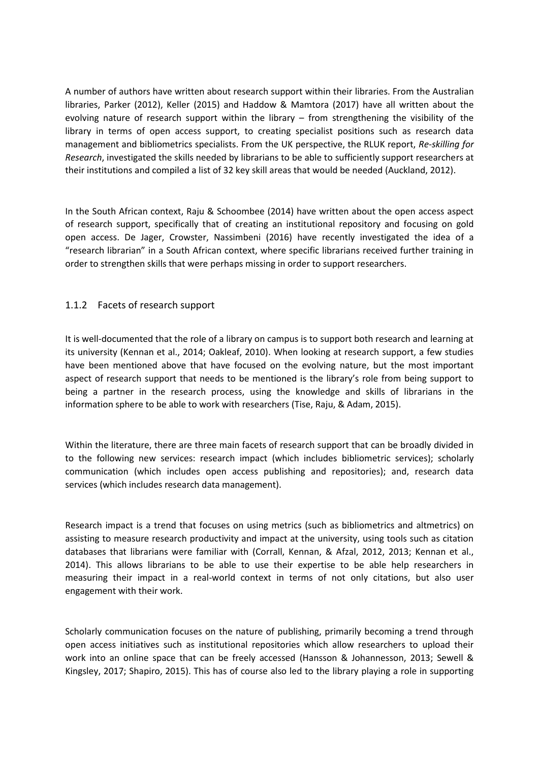A number of authors have written about research support within their libraries. From the Australian libraries, Parker (2012), Keller (2015) and Haddow & Mamtora (2017) have all written about the evolving nature of research support within the library – from strengthening the visibility of the library in terms of open access support, to creating specialist positions such as research data management and bibliometrics specialists. From the UK perspective, the RLUK report, *Re-skilling for Research*, investigated the skills needed by librarians to be able to sufficiently support researchers at their institutions and compiled a list of 32 key skill areas that would be needed (Auckland, 2012).

In the South African context, Raju & Schoombee (2014) have written about the open access aspect of research support, specifically that of creating an institutional repository and focusing on gold open access. De Jager, Crowster, Nassimbeni (2016) have recently investigated the idea of a "research librarian" in a South African context, where specific librarians received further training in order to strengthen skills that were perhaps missing in order to support researchers.

### 1.1.2 Facets of research support

It is well-documented that the role of a library on campus is to support both research and learning at its university (Kennan et al., 2014; Oakleaf, 2010). When looking at research support, a few studies have been mentioned above that have focused on the evolving nature, but the most important aspect of research support that needs to be mentioned is the library's role from being support to being a partner in the research process, using the knowledge and skills of librarians in the information sphere to be able to work with researchers (Tise, Raju, & Adam, 2015).

Within the literature, there are three main facets of research support that can be broadly divided in to the following new services: research impact (which includes bibliometric services); scholarly communication (which includes open access publishing and repositories); and, research data services (which includes research data management).

Research impact is a trend that focuses on using metrics (such as bibliometrics and altmetrics) on assisting to measure research productivity and impact at the university, using tools such as citation databases that librarians were familiar with (Corrall, Kennan, & Afzal, 2012, 2013; Kennan et al., 2014). This allows librarians to be able to use their expertise to be able help researchers in measuring their impact in a real-world context in terms of not only citations, but also user engagement with their work.

Scholarly communication focuses on the nature of publishing, primarily becoming a trend through open access initiatives such as institutional repositories which allow researchers to upload their work into an online space that can be freely accessed (Hansson & Johannesson, 2013; Sewell & Kingsley, 2017; Shapiro, 2015). This has of course also led to the library playing a role in supporting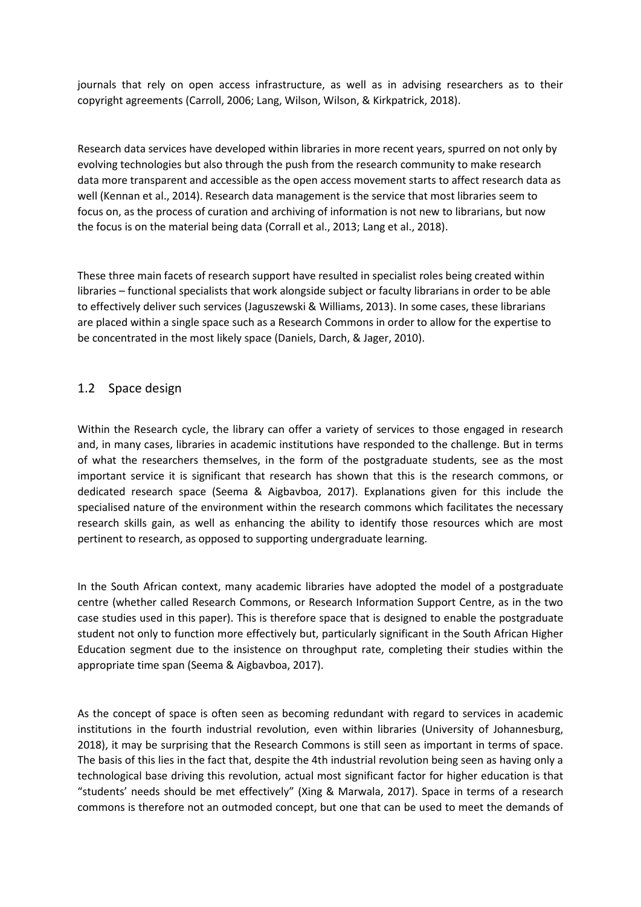journals that rely on open access infrastructure, as well as in advising researchers as to their copyright agreements (Carroll, 2006; Lang, Wilson, Wilson, & Kirkpatrick, 2018).

Research data services have developed within libraries in more recent years, spurred on not only by evolving technologies but also through the push from the research community to make research data more transparent and accessible as the open access movement starts to affect research data as well (Kennan et al., 2014). Research data management is the service that most libraries seem to focus on, as the process of curation and archiving of information is not new to librarians, but now the focus is on the material being data (Corrall et al., 2013; Lang et al., 2018).

These three main facets of research support have resulted in specialist roles being created within libraries – functional specialists that work alongside subject or faculty librarians in order to be able to effectively deliver such services (Jaguszewski & Williams, 2013). In some cases, these librarians are placed within a single space such as a Research Commons in order to allow for the expertise to be concentrated in the most likely space (Daniels, Darch, & Jager, 2010).

## 1.2 Space design

Within the Research cycle, the library can offer a variety of services to those engaged in research and, in many cases, libraries in academic institutions have responded to the challenge. But in terms of what the researchers themselves, in the form of the postgraduate students, see as the most important service it is significant that research has shown that this is the research commons, or dedicated research space (Seema & Aigbavboa, 2017). Explanations given for this include the specialised nature of the environment within the research commons which facilitates the necessary research skills gain, as well as enhancing the ability to identify those resources which are most pertinent to research, as opposed to supporting undergraduate learning.

In the South African context, many academic libraries have adopted the model of a postgraduate centre (whether called Research Commons, or Research Information Support Centre, as in the two case studies used in this paper). This is therefore space that is designed to enable the postgraduate student not only to function more effectively but, particularly significant in the South African Higher Education segment due to the insistence on throughput rate, completing their studies within the appropriate time span (Seema & Aigbavboa, 2017).

As the concept of space is often seen as becoming redundant with regard to services in academic institutions in the fourth industrial revolution, even within libraries (University of Johannesburg, 2018), it may be surprising that the Research Commons is still seen as important in terms of space. The basis of this lies in the fact that, despite the 4th industrial revolution being seen as having only a technological base driving this revolution, actual most significant factor for higher education is that "students' needs should be met effectively" (Xing & Marwala, 2017). Space in terms of a research commons is therefore not an outmoded concept, but one that can be used to meet the demands of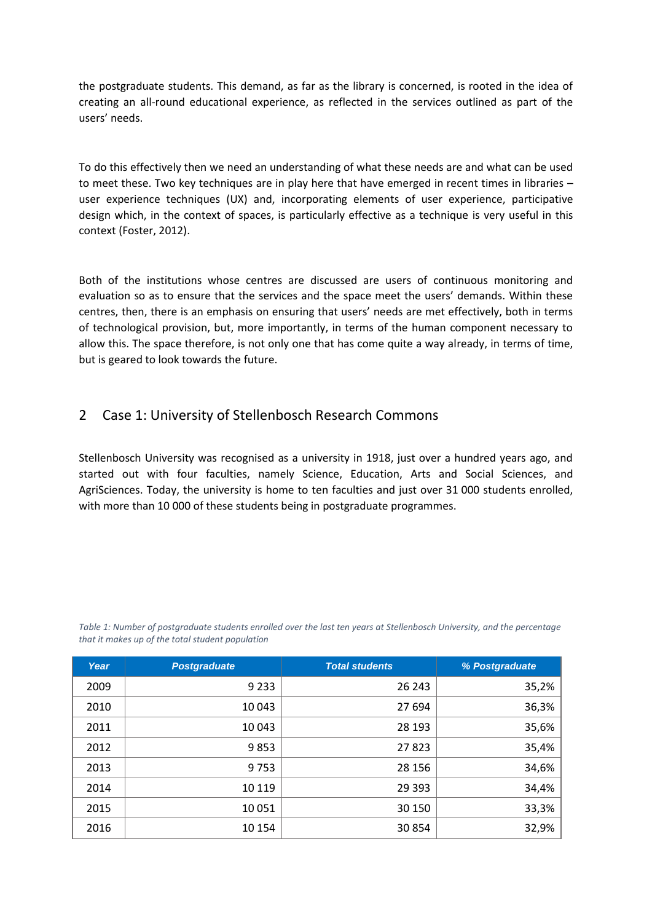the postgraduate students. This demand, as far as the library is concerned, is rooted in the idea of creating an all-round educational experience, as reflected in the services outlined as part of the users' needs.

To do this effectively then we need an understanding of what these needs are and what can be used to meet these. Two key techniques are in play here that have emerged in recent times in libraries – user experience techniques (UX) and, incorporating elements of user experience, participative design which, in the context of spaces, is particularly effective as a technique is very useful in this context (Foster, 2012).

Both of the institutions whose centres are discussed are users of continuous monitoring and evaluation so as to ensure that the services and the space meet the users' demands. Within these centres, then, there is an emphasis on ensuring that users' needs are met effectively, both in terms of technological provision, but, more importantly, in terms of the human component necessary to allow this. The space therefore, is not only one that has come quite a way already, in terms of time, but is geared to look towards the future.

## 2 Case 1: University of Stellenbosch Research Commons

Stellenbosch University was recognised as a university in 1918, just over a hundred years ago, and started out with four faculties, namely Science, Education, Arts and Social Sciences, and AgriSciences. Today, the university is home to ten faculties and just over 31 000 students enrolled, with more than 10 000 of these students being in postgraduate programmes.

*Table 1: Number of postgraduate students enrolled over the last ten years at Stellenbosch University, and the percentage that it makes up of the total student population*

| Year | Postgraduate | Total students | % Postgraduate |
|---|---:|---:|---:|
| 2009 | 9 233 | 26 243 | 35,2% |
| 2010 | 10 043 | 27 694 | 36,3% |
| 2011 | 10 043 | 28 193 | 35,6% |
| 2012 | 9 853 | 27 823 | 35,4% |
| 2013 | 9 753 | 28 156 | 34,6% |
| 2014 | 10 119 | 29 393 | 34,4% |
| 2015 | 10 051 | 30 150 | 33,3% |
| 2016 | 10 154 | 30 854 | 32,9% |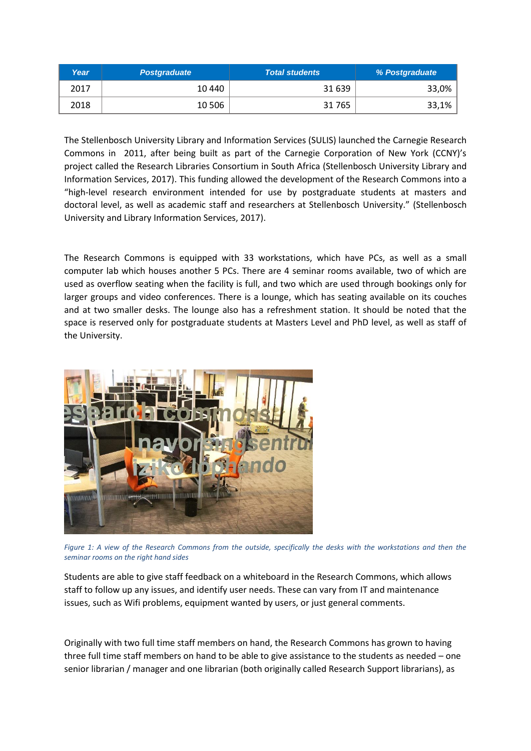| Year | Postgraduate | Total students | % Postgraduate |
| --- | --- | --- | --- |
| 2017 | 10 440 | 31 639 | 33,0% |
| 2018 | 10 506 | 31 765 | 33,1% |

The Stellenbosch University Library and Information Services (SULIS) launched the Carnegie Research Commons in 2011, after being built as part of the Carnegie Corporation of New York (CCNY)'s project called the Research Libraries Consortium in South Africa (Stellenbosch University Library and Information Services, 2017). This funding allowed the development of the Research Commons into a "high-level research environment intended for use by postgraduate students at masters and doctoral level, as well as academic staff and researchers at Stellenbosch University." (Stellenbosch University and Library Information Services, 2017).

The Research Commons is equipped with 33 workstations, which have PCs, as well as a small computer lab which houses another 5 PCs. There are 4 seminar rooms available, two of which are used as overflow seating when the facility is full, and two which are used through bookings only for larger groups and video conferences. There is a lounge, which has seating available on its couches and at two smaller desks. The lounge also has a refreshment station. It should be noted that the space is reserved only for postgraduate students at Masters Level and PhD level, as well as staff of the University.

*Figure 1: A view of the Research Commons from the outside, specifically the desks with the workstations and then the seminar rooms on the right hand sides*

Students are able to give staff feedback on a whiteboard in the Research Commons, which allows staff to follow up any issues, and identify user needs. These can vary from IT and maintenance issues, such as Wifi problems, equipment wanted by users, or just general comments.

Originally with two full time staff members on hand, the Research Commons has grown to having three full time staff members on hand to be able to give assistance to the students as needed – one senior librarian / manager and one librarian (both originally called Research Support librarians), as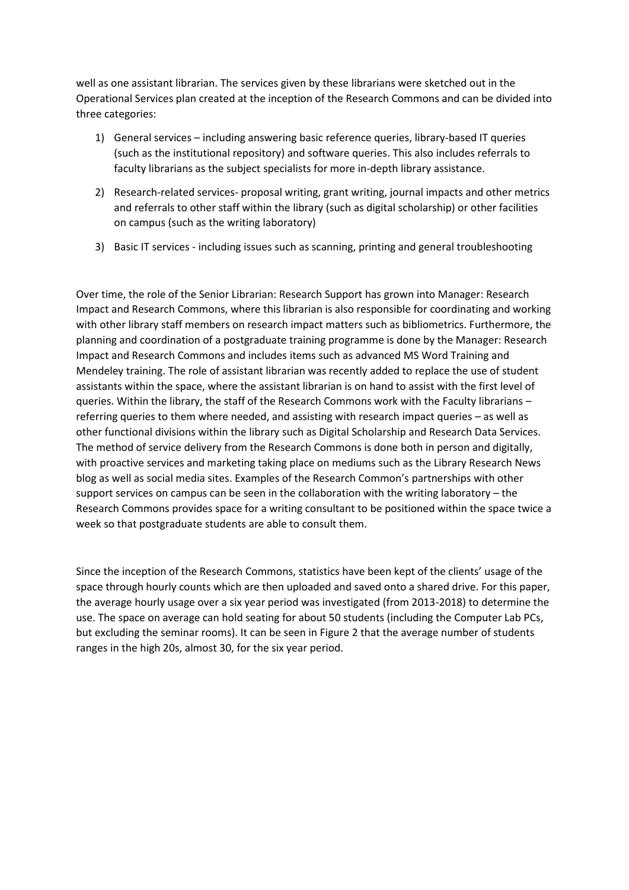well as one assistant librarian. The services given by these librarians were sketched out in the Operational Services plan created at the inception of the Research Commons and can be divided into three categories:

1) General services – including answering basic reference queries, library-based IT queries (such as the institutional repository) and software queries. This also includes referrals to faculty librarians as the subject specialists for more in-depth library assistance.
2) Research-related services- proposal writing, grant writing, journal impacts and other metrics and referrals to other staff within the library (such as digital scholarship) or other facilities on campus (such as the writing laboratory)
3) Basic IT services - including issues such as scanning, printing and general troubleshooting

Over time, the role of the Senior Librarian: Research Support has grown into Manager: Research Impact and Research Commons, where this librarian is also responsible for coordinating and working with other library staff members on research impact matters such as bibliometrics. Furthermore, the planning and coordination of a postgraduate training programme is done by the Manager: Research Impact and Research Commons and includes items such as advanced MS Word Training and Mendeley training. The role of assistant librarian was recently added to replace the use of student assistants within the space, where the assistant librarian is on hand to assist with the first level of queries. Within the library, the staff of the Research Commons work with the Faculty librarians – referring queries to them where needed, and assisting with research impact queries – as well as other functional divisions within the library such as Digital Scholarship and Research Data Services. The method of service delivery from the Research Commons is done both in person and digitally, with proactive services and marketing taking place on mediums such as the Library Research News blog as well as social media sites. Examples of the Research Common's partnerships with other support services on campus can be seen in the collaboration with the writing laboratory – the Research Commons provides space for a writing consultant to be positioned within the space twice a week so that postgraduate students are able to consult them.

Since the inception of the Research Commons, statistics have been kept of the clients' usage of the space through hourly counts which are then uploaded and saved onto a shared drive. For this paper, the average hourly usage over a six year period was investigated (from 2013-2018) to determine the use. The space on average can hold seating for about 50 students (including the Computer Lab PCs, but excluding the seminar rooms). It can be seen in Figure 2 that the average number of students ranges in the high 20s, almost 30, for the six year period.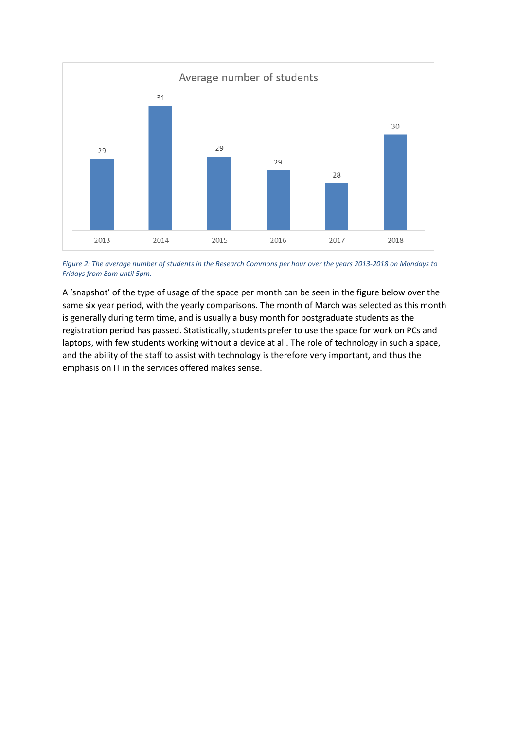Average number of students

| Year | Average number of students |
| --- | --- |
| 2013 | 29 |
| 2014 | 31 |
| 2015 | 29 |
| 2016 | 29 |
| 2017 | 28 |
| 2018 | 30 |

*Figure 2: The average number of students in the Research Commons per hour over the years 2013-2018 on Mondays to Fridays from 8am until 5pm.*

A 'snapshot' of the type of usage of the space per month can be seen in the figure below over the same six year period, with the yearly comparisons. The month of March was selected as this month is generally during term time, and is usually a busy month for postgraduate students as the registration period has passed. Statistically, students prefer to use the space for work on PCs and laptops, with few students working without a device at all. The role of technology in such a space, and the ability of the staff to assist with technology is therefore very important, and thus the emphasis on IT in the services offered makes sense.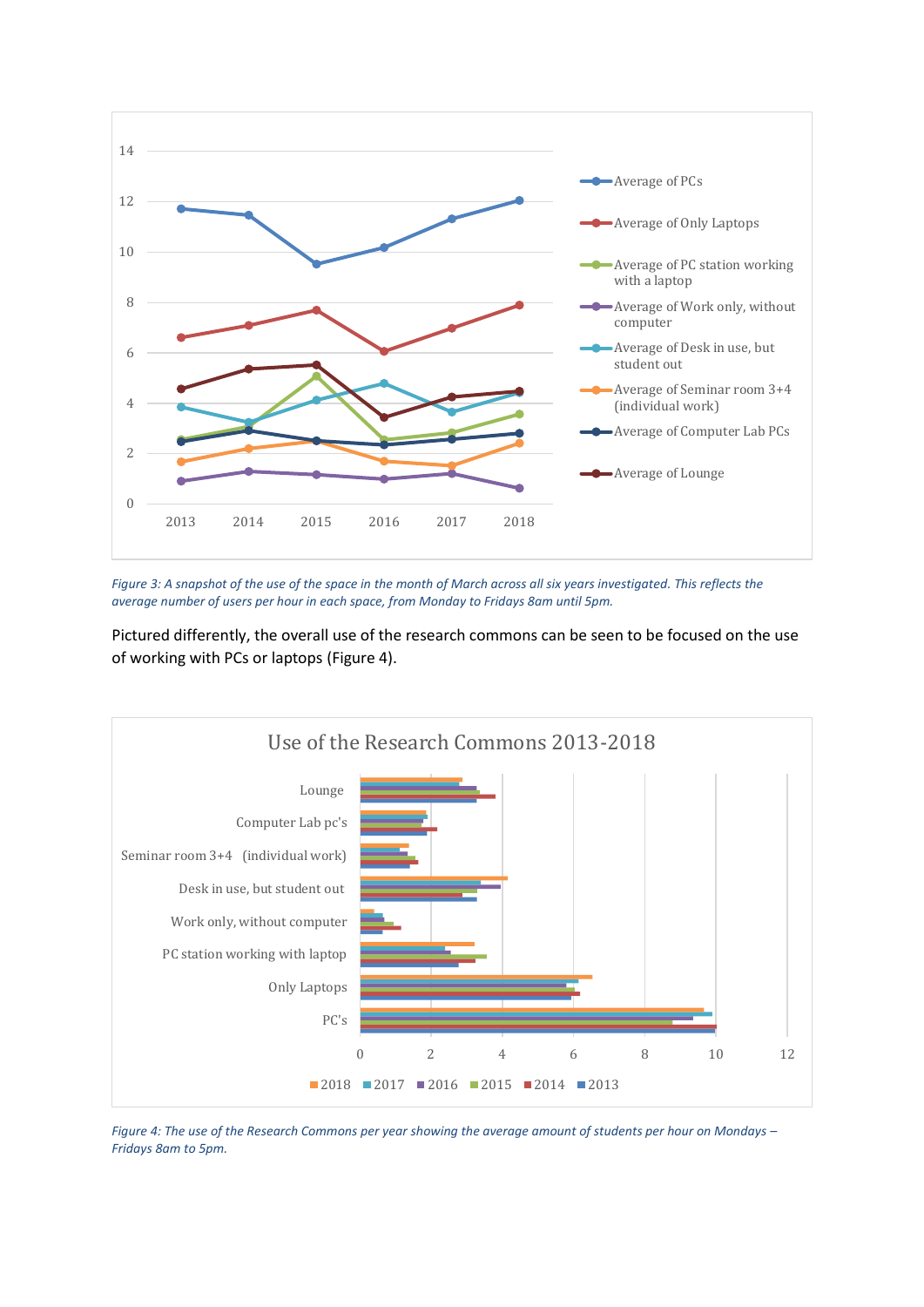*Figure 3: A snapshot of the use of the space in the month of March across all six years investigated. This reflects the average number of users per hour in each space, from Monday to Fridays 8am until 5pm.*

Pictured differently, the overall use of the research commons can be seen to be focused on the use of working with PCs or laptops (Figure 4).

*Figure 4: The use of the Research Commons per year showing the average amount of students per hour on Mondays – Fridays 8am to 5pm.*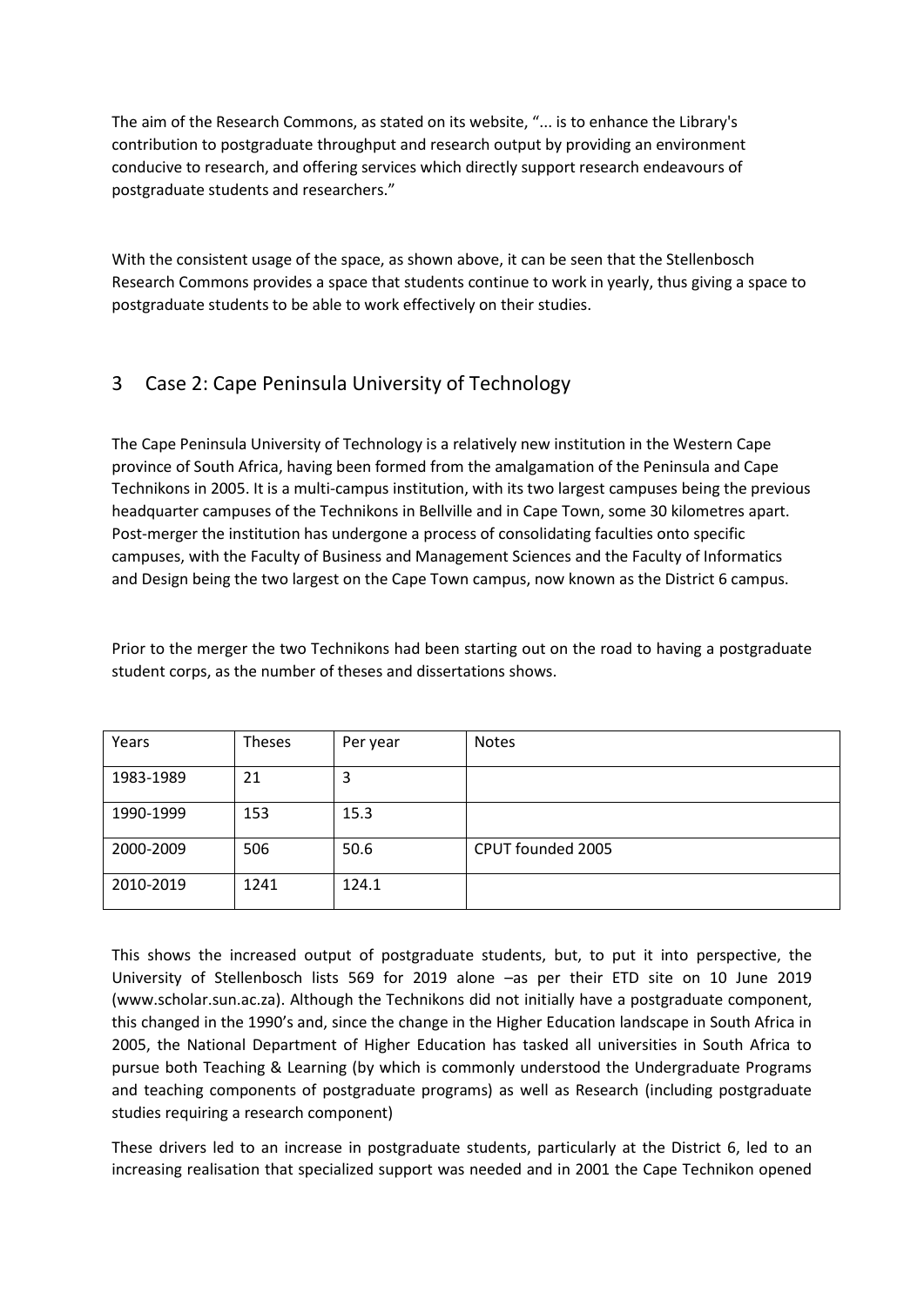The aim of the Research Commons, as stated on its website, "... is to enhance the Library's contribution to postgraduate throughput and research output by providing an environment conducive to research, and offering services which directly support research endeavours of postgraduate students and researchers."

With the consistent usage of the space, as shown above, it can be seen that the Stellenbosch Research Commons provides a space that students continue to work in yearly, thus giving a space to postgraduate students to be able to work effectively on their studies.

## 3 Case 2: Cape Peninsula University of Technology

The Cape Peninsula University of Technology is a relatively new institution in the Western Cape province of South Africa, having been formed from the amalgamation of the Peninsula and Cape Technikons in 2005. It is a multi-campus institution, with its two largest campuses being the previous headquarter campuses of the Technikons in Bellville and in Cape Town, some 30 kilometres apart. Post-merger the institution has undergone a process of consolidating faculties onto specific campuses, with the Faculty of Business and Management Sciences and the Faculty of Informatics and Design being the two largest on the Cape Town campus, now known as the District 6 campus.

Prior to the merger the two Technikons had been starting out on the road to having a postgraduate student corps, as the number of theses and dissertations shows.

| Years | Theses | Per year | Notes |
|---|---|---|---|
| 1983-1989 | 21 | 3 | |
| 1990-1999 | 153 | 15.3 | |
| 2000-2009 | 506 | 50.6 | CPUT founded 2005 |
| 2010-2019 | 1241 | 124.1 | |

This shows the increased output of postgraduate students, but, to put it into perspective, the University of Stellenbosch lists 569 for 2019 alone –as per their ETD site on 10 June 2019 (www.scholar.sun.ac.za). Although the Technikons did not initially have a postgraduate component, this changed in the 1990's and, since the change in the Higher Education landscape in South Africa in 2005, the National Department of Higher Education has tasked all universities in South Africa to pursue both Teaching & Learning (by which is commonly understood the Undergraduate Programs and teaching components of postgraduate programs) as well as Research (including postgraduate studies requiring a research component)

These drivers led to an increase in postgraduate students, particularly at the District 6, led to an increasing realisation that specialized support was needed and in 2001 the Cape Technikon opened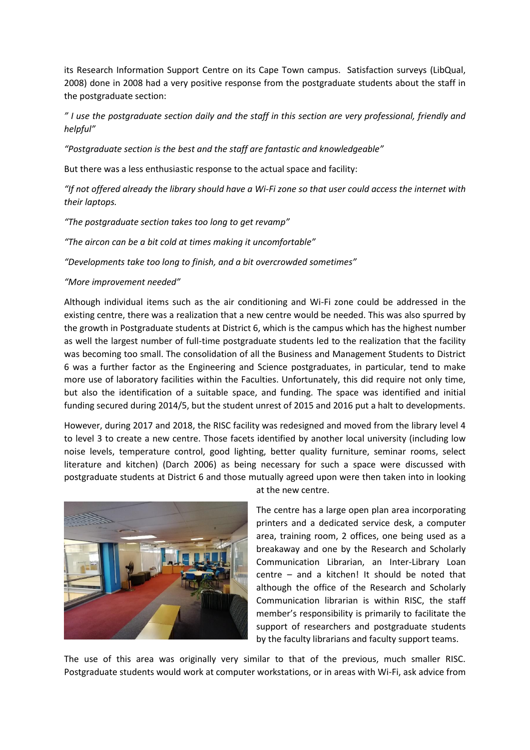its Research Information Support Centre on its Cape Town campus. Satisfaction surveys (LibQual, 2008) done in 2008 had a very positive response from the postgraduate students about the staff in the postgraduate section:

*" I use the postgraduate section daily and the staff in this section are very professional, friendly and helpful"*

*"Postgraduate section is the best and the staff are fantastic and knowledgeable"*

But there was a less enthusiastic response to the actual space and facility:

*"If not offered already the library should have a Wi-Fi zone so that user could access the internet with their laptops.*

*"The postgraduate section takes too long to get revamp"*

*"The aircon can be a bit cold at times making it uncomfortable"*

*"Developments take too long to finish, and a bit overcrowded sometimes"*

*"More improvement needed"*

Although individual items such as the air conditioning and Wi-Fi zone could be addressed in the existing centre, there was a realization that a new centre would be needed. This was also spurred by the growth in Postgraduate students at District 6, which is the campus which has the highest number as well the largest number of full-time postgraduate students led to the realization that the facility was becoming too small. The consolidation of all the Business and Management Students to District 6 was a further factor as the Engineering and Science postgraduates, in particular, tend to make more use of laboratory facilities within the Faculties. Unfortunately, this did require not only time, but also the identification of a suitable space, and funding. The space was identified and initial funding secured during 2014/5, but the student unrest of 2015 and 2016 put a halt to developments.

However, during 2017 and 2018, the RISC facility was redesigned and moved from the library level 4 to level 3 to create a new centre. Those facets identified by another local university (including low noise levels, temperature control, good lighting, better quality furniture, seminar rooms, select literature and kitchen) (Darch 2006) as being necessary for such a space were discussed with postgraduate students at District 6 and those mutually agreed upon were then taken into in looking at the new centre.

The centre has a large open plan area incorporating printers and a dedicated service desk, a computer area, training room, 2 offices, one being used as a breakaway and one by the Research and Scholarly Communication Librarian, an Inter-Library Loan centre – and a kitchen! It should be noted that although the office of the Research and Scholarly Communication librarian is within RISC, the staff member's responsibility is primarily to facilitate the support of researchers and postgraduate students by the faculty librarians and faculty support teams.

The use of this area was originally very similar to that of the previous, much smaller RISC. Postgraduate students would work at computer workstations, or in areas with Wi-Fi, ask advice from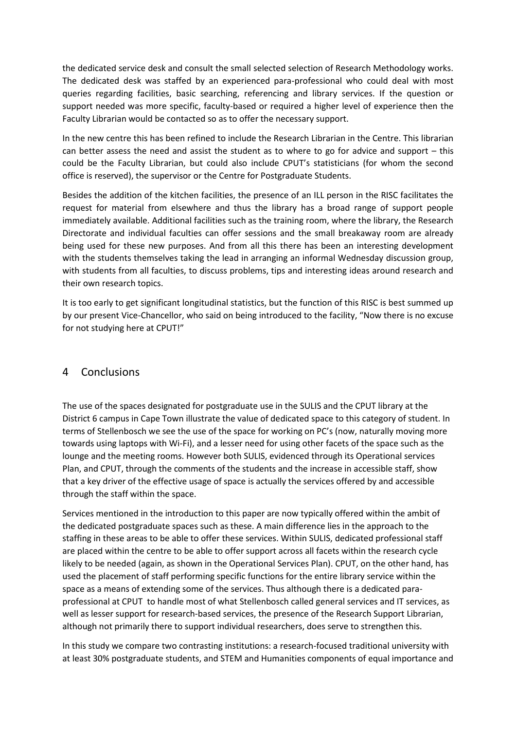the dedicated service desk and consult the small selected selection of Research Methodology works. The dedicated desk was staffed by an experienced para-professional who could deal with most queries regarding facilities, basic searching, referencing and library services. If the question or support needed was more specific, faculty-based or required a higher level of experience then the Faculty Librarian would be contacted so as to offer the necessary support.

In the new centre this has been refined to include the Research Librarian in the Centre. This librarian can better assess the need and assist the student as to where to go for advice and support – this could be the Faculty Librarian, but could also include CPUT's statisticians (for whom the second office is reserved), the supervisor or the Centre for Postgraduate Students.

Besides the addition of the kitchen facilities, the presence of an ILL person in the RISC facilitates the request for material from elsewhere and thus the library has a broad range of support people immediately available. Additional facilities such as the training room, where the library, the Research Directorate and individual faculties can offer sessions and the small breakaway room are already being used for these new purposes. And from all this there has been an interesting development with the students themselves taking the lead in arranging an informal Wednesday discussion group, with students from all faculties, to discuss problems, tips and interesting ideas around research and their own research topics.

It is too early to get significant longitudinal statistics, but the function of this RISC is best summed up by our present Vice-Chancellor, who said on being introduced to the facility, "Now there is no excuse for not studying here at CPUT!"

## 4 Conclusions

The use of the spaces designated for postgraduate use in the SULIS and the CPUT library at the District 6 campus in Cape Town illustrate the value of dedicated space to this category of student. In terms of Stellenbosch we see the use of the space for working on PC's (now, naturally moving more towards using laptops with Wi-Fi), and a lesser need for using other facets of the space such as the lounge and the meeting rooms. However both SULIS, evidenced through its Operational services Plan, and CPUT, through the comments of the students and the increase in accessible staff, show that a key driver of the effective usage of space is actually the services offered by and accessible through the staff within the space.

Services mentioned in the introduction to this paper are now typically offered within the ambit of the dedicated postgraduate spaces such as these. A main difference lies in the approach to the staffing in these areas to be able to offer these services. Within SULIS, dedicated professional staff are placed within the centre to be able to offer support across all facets within the research cycle likely to be needed (again, as shown in the Operational Services Plan). CPUT, on the other hand, has used the placement of staff performing specific functions for the entire library service within the space as a means of extending some of the services. Thus although there is a dedicated para-professional at CPUT to handle most of what Stellenbosch called general services and IT services, as well as lesser support for research-based services, the presence of the Research Support Librarian, although not primarily there to support individual researchers, does serve to strengthen this.

In this study we compare two contrasting institutions: a research-focused traditional university with at least 30% postgraduate students, and STEM and Humanities components of equal importance and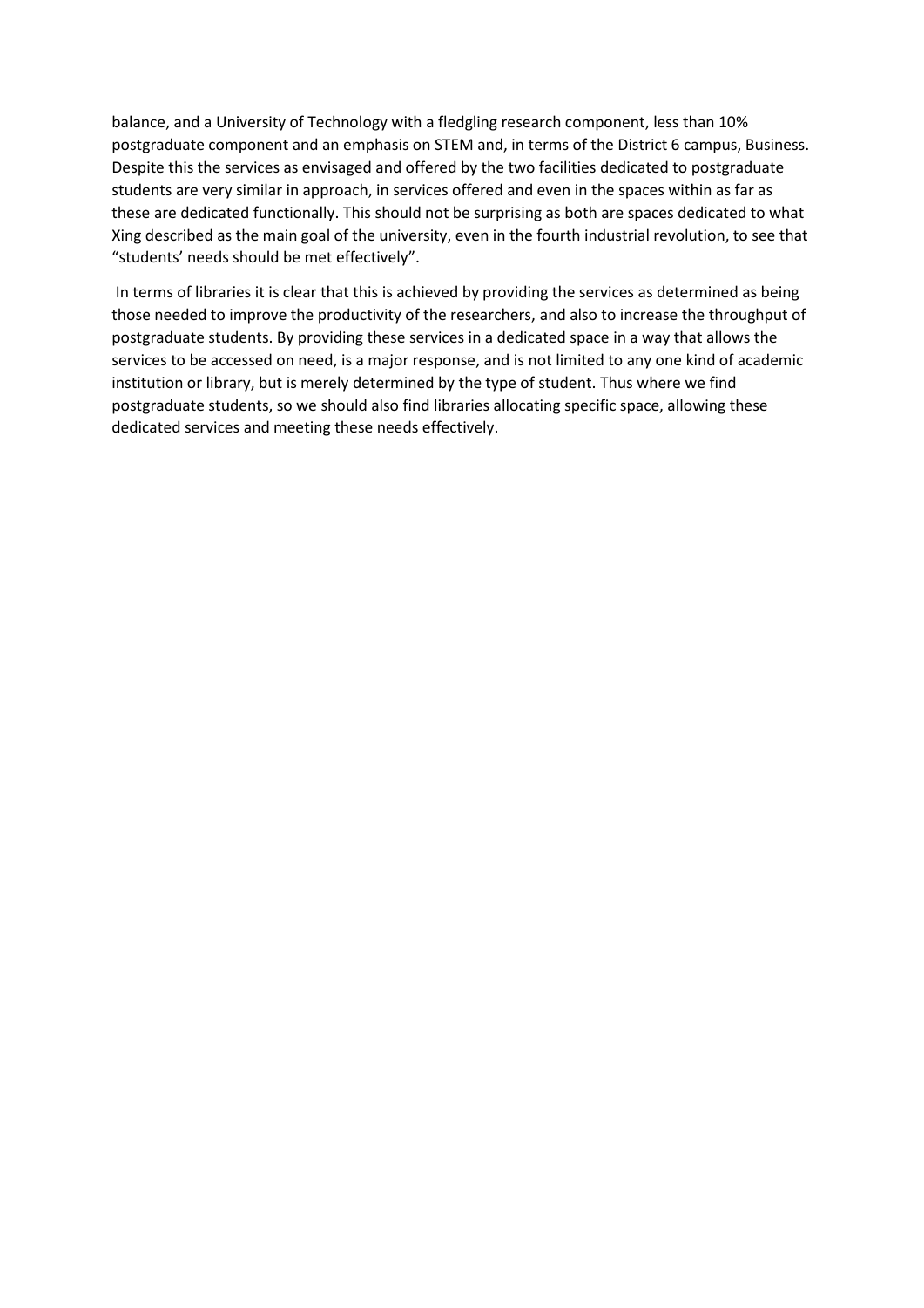balance, and a University of Technology with a fledgling research component, less than 10% postgraduate component and an emphasis on STEM and, in terms of the District 6 campus, Business. Despite this the services as envisaged and offered by the two facilities dedicated to postgraduate students are very similar in approach, in services offered and even in the spaces within as far as these are dedicated functionally. This should not be surprising as both are spaces dedicated to what Xing described as the main goal of the university, even in the fourth industrial revolution, to see that "students' needs should be met effectively".

In terms of libraries it is clear that this is achieved by providing the services as determined as being those needed to improve the productivity of the researchers, and also to increase the throughput of postgraduate students. By providing these services in a dedicated space in a way that allows the services to be accessed on need, is a major response, and is not limited to any one kind of academic institution or library, but is merely determined by the type of student. Thus where we find postgraduate students, so we should also find libraries allocating specific space, allowing these dedicated services and meeting these needs effectively.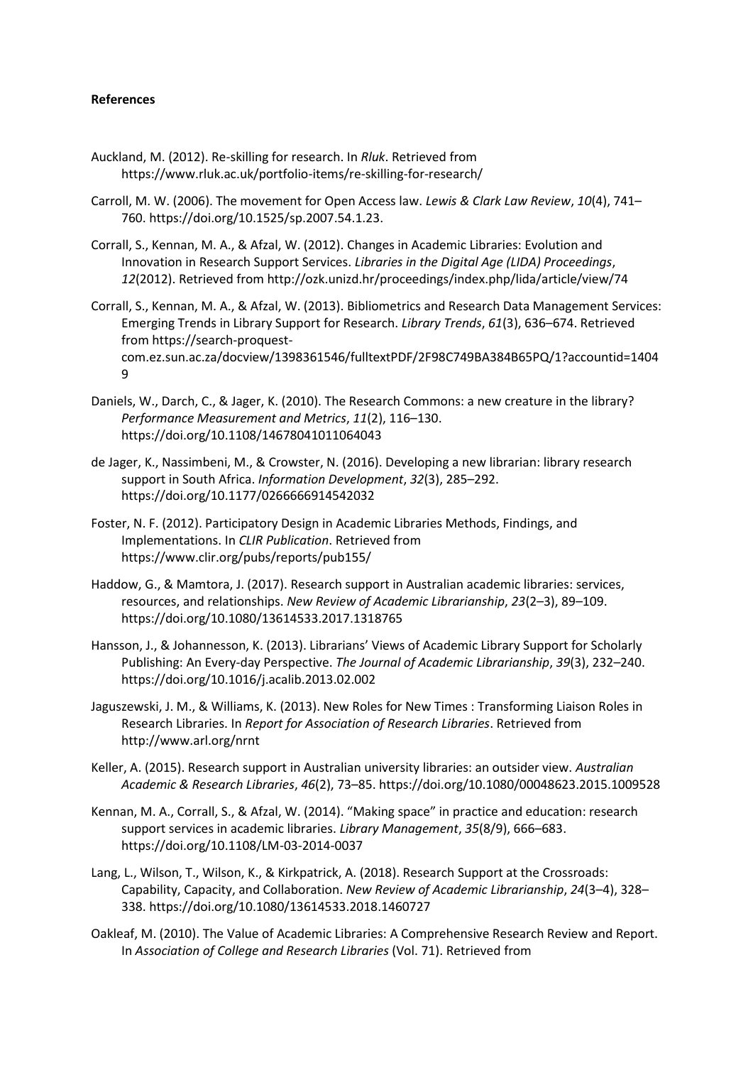**References**

Auckland, M. (2012). Re-skilling for research. In *Rluk*. Retrieved from https://www.rluk.ac.uk/portfolio-items/re-skilling-for-research/

Carroll, M. W. (2006). The movement for Open Access law. *Lewis & Clark Law Review*, *10*(4), 741–760. https://doi.org/10.1525/sp.2007.54.1.23.

Corrall, S., Kennan, M. A., & Afzal, W. (2012). Changes in Academic Libraries: Evolution and Innovation in Research Support Services. *Libraries in the Digital Age (LIDA) Proceedings*, *12*(2012). Retrieved from http://ozk.unizd.hr/proceedings/index.php/lida/article/view/74

Corrall, S., Kennan, M. A., & Afzal, W. (2013). Bibliometrics and Research Data Management Services: Emerging Trends in Library Support for Research. *Library Trends*, *61*(3), 636–674. Retrieved from https://search-proquest-com.ez.sun.ac.za/docview/1398361546/fulltextPDF/2F98C749BA384B65PQ/1?accountid=14049

Daniels, W., Darch, C., & Jager, K. (2010). The Research Commons: a new creature in the library? *Performance Measurement and Metrics*, *11*(2), 116–130. https://doi.org/10.1108/14678041011064043

de Jager, K., Nassimbeni, M., & Crowster, N. (2016). Developing a new librarian: library research support in South Africa. *Information Development*, *32*(3), 285–292. https://doi.org/10.1177/0266666914542032

Foster, N. F. (2012). Participatory Design in Academic Libraries Methods, Findings, and Implementations. In *CLIR Publication*. Retrieved from https://www.clir.org/pubs/reports/pub155/

Haddow, G., & Mamtora, J. (2017). Research support in Australian academic libraries: services, resources, and relationships. *New Review of Academic Librarianship*, *23*(2–3), 89–109. https://doi.org/10.1080/13614533.2017.1318765

Hansson, J., & Johannesson, K. (2013). Librarians' Views of Academic Library Support for Scholarly Publishing: An Every-day Perspective. *The Journal of Academic Librarianship*, *39*(3), 232–240. https://doi.org/10.1016/j.acalib.2013.02.002

Jaguszewski, J. M., & Williams, K. (2013). New Roles for New Times : Transforming Liaison Roles in Research Libraries. In *Report for Association of Research Libraries*. Retrieved from http://www.arl.org/nrnt

Keller, A. (2015). Research support in Australian university libraries: an outsider view. *Australian Academic & Research Libraries*, *46*(2), 73–85. https://doi.org/10.1080/00048623.2015.1009528

Kennan, M. A., Corrall, S., & Afzal, W. (2014). "Making space" in practice and education: research support services in academic libraries. *Library Management*, *35*(8/9), 666–683. https://doi.org/10.1108/LM-03-2014-0037

Lang, L., Wilson, T., Wilson, K., & Kirkpatrick, A. (2018). Research Support at the Crossroads: Capability, Capacity, and Collaboration. *New Review of Academic Librarianship*, *24*(3–4), 328–338. https://doi.org/10.1080/13614533.2018.1460727

Oakleaf, M. (2010). The Value of Academic Libraries: A Comprehensive Research Review and Report. In *Association of College and Research Libraries* (Vol. 71). Retrieved from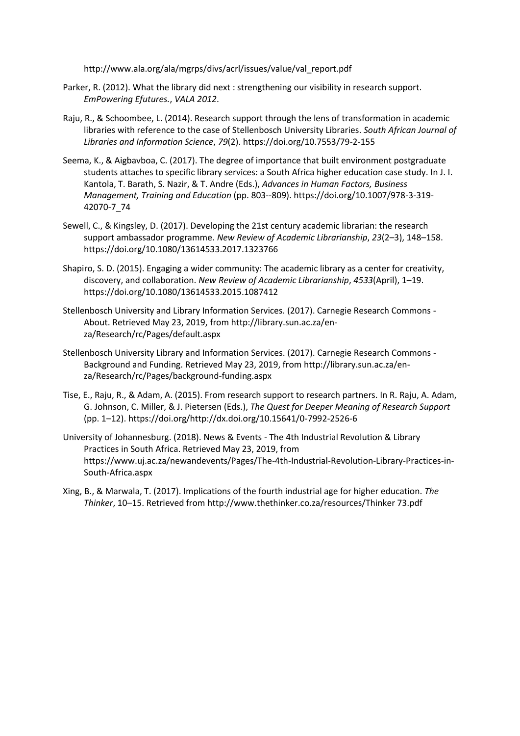http://www.ala.org/ala/mgrps/divs/acrl/issues/value/val_report.pdf

Parker, R. (2012). What the library did next : strengthening our visibility in research support. *EmPowering Efutures.*, *VALA 2012*.

Raju, R., & Schoombee, L. (2014). Research support through the lens of transformation in academic libraries with reference to the case of Stellenbosch University Libraries. *South African Journal of Libraries and Information Science*, *79*(2). https://doi.org/10.7553/79-2-155

Seema, K., & Aigbavboa, C. (2017). The degree of importance that built environment postgraduate students attaches to specific library services: a South Africa higher education case study. In J. I. Kantola, T. Barath, S. Nazir, & T. Andre (Eds.), *Advances in Human Factors, Business Management, Training and Education* (pp. 803--809). https://doi.org/10.1007/978-3-319-42070-7_74

Sewell, C., & Kingsley, D. (2017). Developing the 21st century academic librarian: the research support ambassador programme. *New Review of Academic Librarianship*, *23*(2–3), 148–158. https://doi.org/10.1080/13614533.2017.1323766

Shapiro, S. D. (2015). Engaging a wider community: The academic library as a center for creativity, discovery, and collaboration. *New Review of Academic Librarianship*, *4533*(April), 1–19. https://doi.org/10.1080/13614533.2015.1087412

Stellenbosch University and Library Information Services. (2017). Carnegie Research Commons - About. Retrieved May 23, 2019, from http://library.sun.ac.za/en-za/Research/rc/Pages/default.aspx

Stellenbosch University Library and Information Services. (2017). Carnegie Research Commons - Background and Funding. Retrieved May 23, 2019, from http://library.sun.ac.za/en-za/Research/rc/Pages/background-funding.aspx

Tise, E., Raju, R., & Adam, A. (2015). From research support to research partners. In R. Raju, A. Adam, G. Johnson, C. Miller, & J. Pietersen (Eds.), *The Quest for Deeper Meaning of Research Support* (pp. 1–12). https://doi.org/http://dx.doi.org/10.15641/0-7992-2526-6

University of Johannesburg. (2018). News & Events - The 4th Industrial Revolution & Library Practices in South Africa. Retrieved May 23, 2019, from https://www.uj.ac.za/newandevents/Pages/The-4th-Industrial-Revolution-Library-Practices-in-South-Africa.aspx

Xing, B., & Marwala, T. (2017). Implications of the fourth industrial age for higher education. *The Thinker*, 10–15. Retrieved from http://www.thethinker.co.za/resources/Thinker 73.pdf